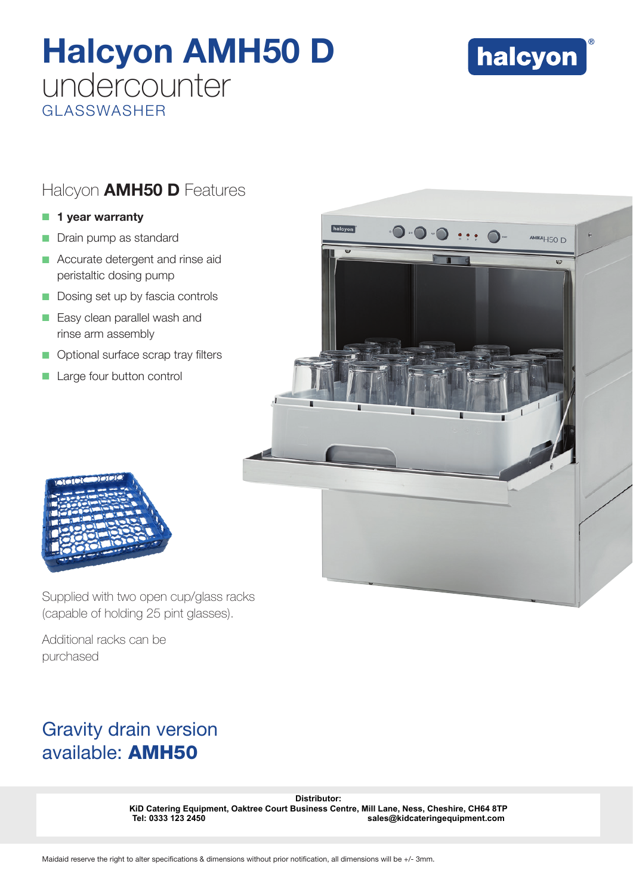# Halcyon AMH50 D

undercounter

GLASSWASHER

halcyon®

## Halcyon **AMH50 D** Features

- **1 year warranty**
- Drain pump as standard
- Accurate detergent and rinse aid peristaltic dosing pump
- Dosing set up by fascia controls
- Easy clean parallel wash and rinse arm assembly
- Optional surface scrap tray filters
- Large four button control

Supplied with two open cup/glass racks (capable of holding 25 pint glasses).

Additional racks can be purchased

## Gravity drain version available: **AMH50**

**Distributor:**
**KiD Catering Equipment, Oaktree Court Business Centre, Mill Lane, Ness, Cheshire, CH64 8TP**
**Tel: 0333 123 2450** **sales@kidcateringequipment.com**

Maidaid reserve the right to alter specifications & dimensions without prior notification, all dimensions will be +/- 3mm.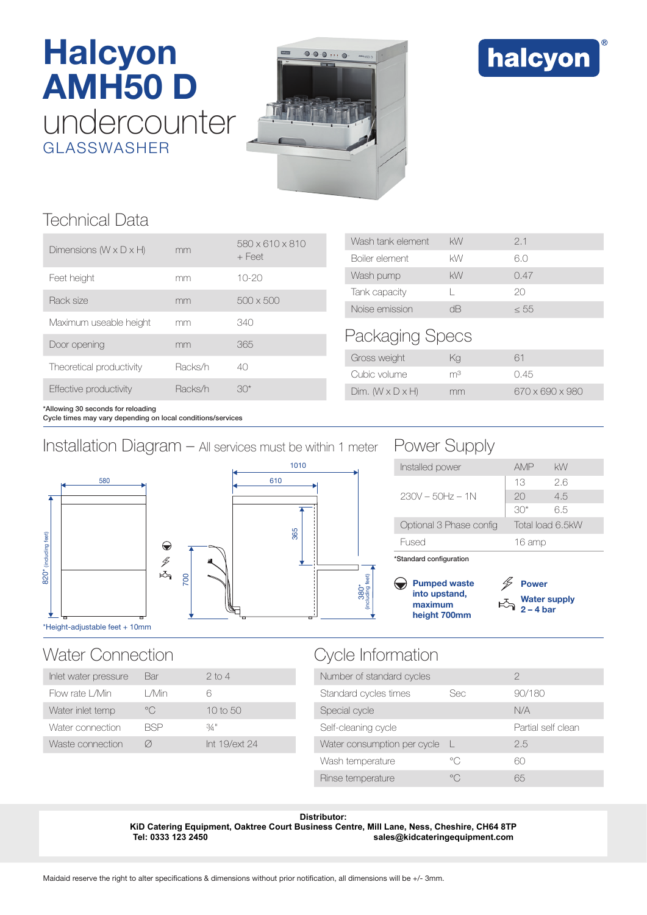# Halcyon AMH50 D undercounter

GLASSWASHER

halcyon®

## Technical Data

| | | |
|---|---|---|
| Dimensions (W x D x H) | mm | 580 x 610 x 810 + Feet |
| Feet height | mm | 10-20 |
| Rack size | mm | 500 x 500 |
| Maximum useable height | mm | 340 |
| Door opening | mm | 365 |
| Theoretical productivity | Racks/h | 40 |
| Effective productivity | Racks/h | 30* |

*Allowing 30 seconds for reloading
Cycle times may vary depending on local conditions/services

| | | |
|---|---|---|
| Wash tank element | kW | 2.1 |
| Boiler element | kW | 6.0 |
| Wash pump | kW | 0.47 |
| Tank capacity | L | 20 |
| Noise emission | dB | ≤ 55 |

## Packaging Specs

| | | |
|---|---|---|
| Gross weight | Kg | 61 |
| Cubic volume | $m^3$ | 0.45 |
| Dim. (W x D x H) | mm | 670 x 690 x 980 |

## Installation Diagram – All services must be within 1 meter

580
820* (including feet)
700
1010
610
365
380* (including feet)

*Height-adjustable feet + 10mm

## Power Supply

| | | |
|---|---|---|
| Installed power | AMP | kW |
| 230V – 50Hz – 1N | 13 | 2.6 |
| | 20 | 4.5 |
| | 30* | 6.5 |
| Optional 3 Phase config | Total load 6.5kW | |
| Fused | 16 amp | |

*Standard configuration

**Pumped waste into upstand, maximum height 700mm**

**Power**

**Water supply 2 – 4 bar**

## Water Connection

| | | |
|---|---|---|
| Inlet water pressure | Bar | 2 to 4 |
| Flow rate L/Min | L/Min | 6 |
| Water inlet temp | °C | 10 to 50 |
| Water connection | BSP | ¾" |
| Waste connection | Ø | Int 19/ext 24 |

## Cycle Information

| | | |
|---|---|---|
| Number of standard cycles | | 2 |
| Standard cycles times | Sec | 90/180 |
| Special cycle | | N/A |
| Self-cleaning cycle | | Partial self clean |
| Water consumption per cycle | L | 2.5 |
| Wash temperature | °C | 60 |
| Rinse temperature | °C | 65 |

**Distributor:**
**KiD Catering Equipment, Oaktree Court Business Centre, Mill Lane, Ness, Cheshire, CH64 8TP**
**Tel: 0333 123 2450** **sales@kidcateringequipment.com**

Maidaid reserve the right to alter specifications & dimensions without prior notification, all dimensions will be +/- 3mm.